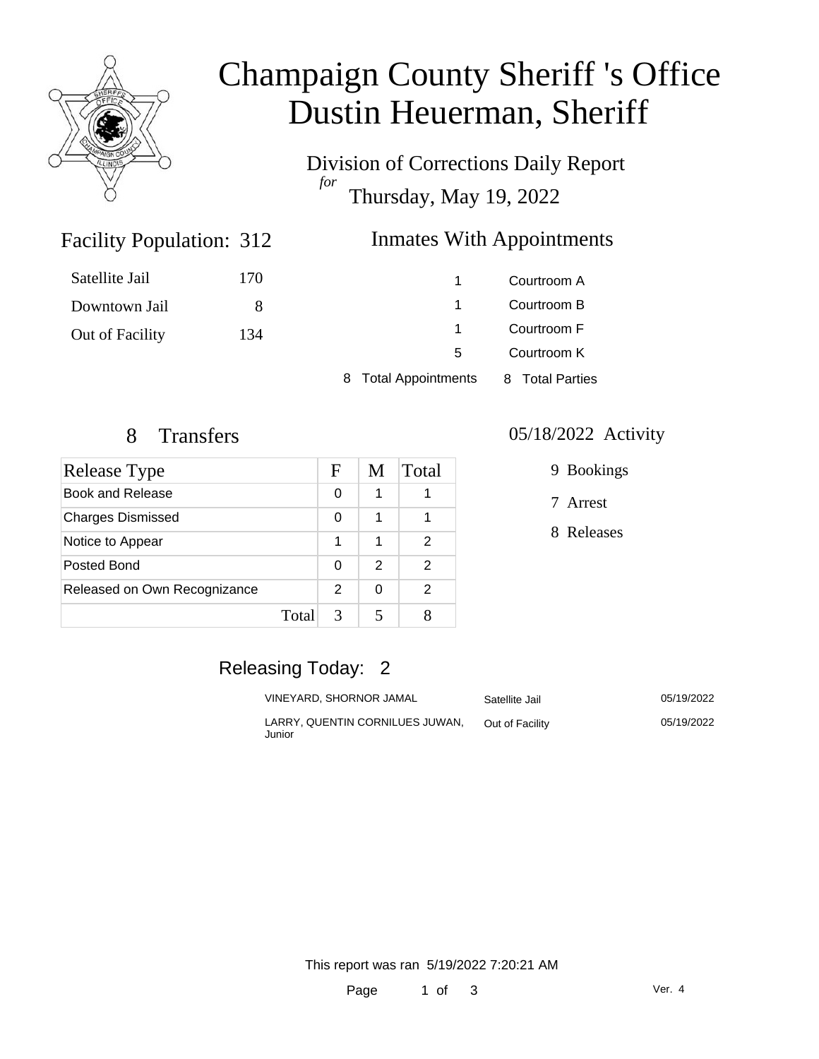# Champaign County Sheriff 's Office
# Dustin Heuerman, Sheriff

Division of Corrections Daily Report
*for*
Thursday, May 19, 2022

## Facility Population: 312

| | |
|---|---|
| Satellite Jail | 170 |
| Downtown Jail | 8 |
| Out of Facility | 134 |

## Inmates With Appointments

| | |
|---|---|
| 1 | Courtroom A |
| 1 | Courtroom B |
| 1 | Courtroom F |
| 5 | Courtroom K |
| 8 Total Appointments | 8 Total Parties |

## 8 Transfers

| Release Type | F | M | Total |
|---|---|---|---|
| Book and Release | 0 | 1 | 1 |
| Charges Dismissed | 0 | 1 | 1 |
| Notice to Appear | 1 | 1 | 2 |
| Posted Bond | 0 | 2 | 2 |
| Released on Own Recognizance | 2 | 0 | 2 |
| Total | 3 | 5 | 8 |

## 05/18/2022 Activity

9 Bookings

7 Arrest

8 Releases

## Releasing Today: 2

| | | |
|---|---|---|
| VINEYARD, SHORNOR JAMAL | Satellite Jail | 05/19/2022 |
| LARRY, QUENTIN CORNILUES JUWAN, Junior | Out of Facility | 05/19/2022 |

This report was ran 5/19/2022 7:20:21 AM

Ver. 4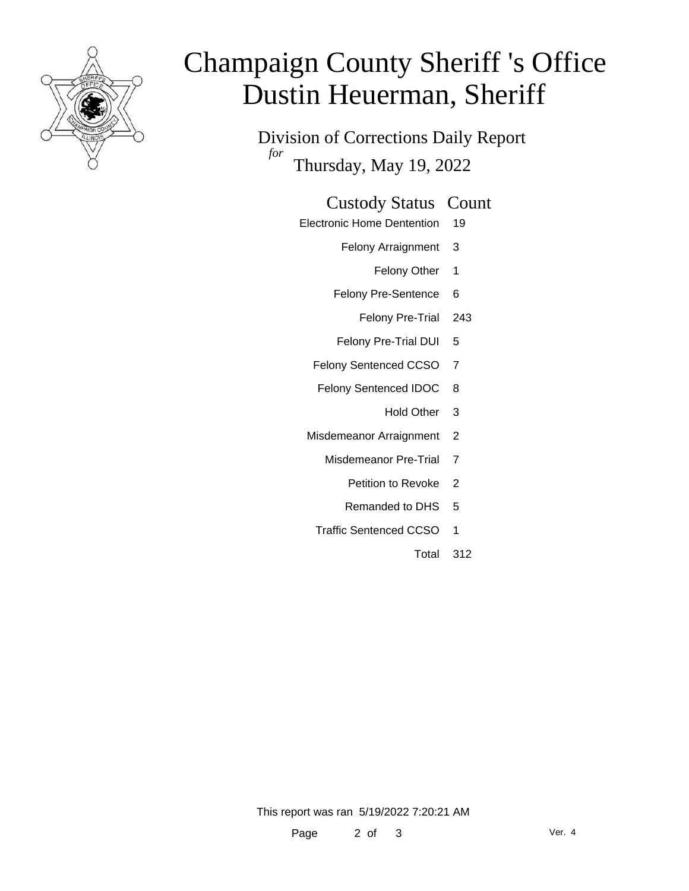# Champaign County Sheriff 's Office
# Dustin Heuerman, Sheriff

Division of Corrections Daily Report

*for* Thursday, May 19, 2022

| Custody Status | Count |
|---|---|
| Electronic Home Dentention | 19 |
| Felony Arraignment | 3 |
| Felony Other | 1 |
| Felony Pre-Sentence | 6 |
| Felony Pre-Trial | 243 |
| Felony Pre-Trial DUI | 5 |
| Felony Sentenced CCSO | 7 |
| Felony Sentenced IDOC | 8 |
| Hold Other | 3 |
| Misdemeanor Arraignment | 2 |
| Misdemeanor Pre-Trial | 7 |
| Petition to Revoke | 2 |
| Remanded to DHS | 5 |
| Traffic Sentenced CCSO | 1 |
| Total | 312 |

This report was ran 5/19/2022 7:20:21 AM

Ver. 4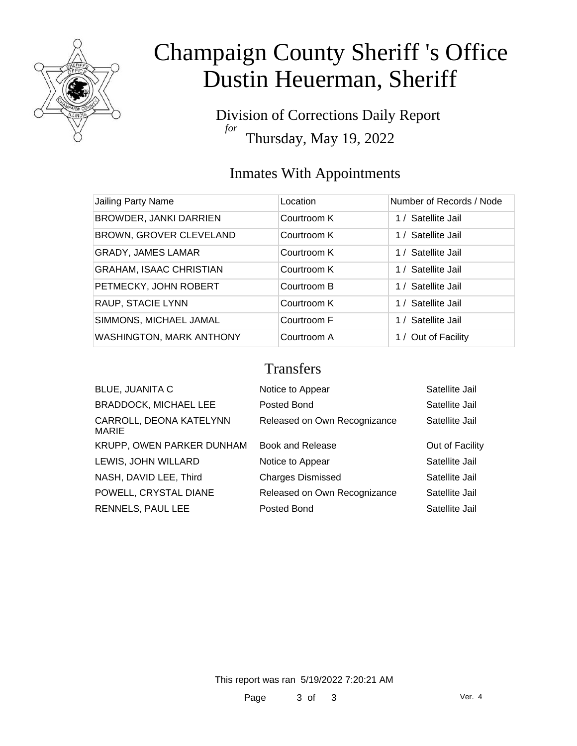# Champaign County Sheriff 's Office
# Dustin Heuerman, Sheriff

Division of Corrections Daily Report
*for*
Thursday, May 19, 2022

## Inmates With Appointments

| Jailing Party Name | Location | Number of Records / Node |
|---|---|---|
| BROWDER, JANKI DARRIEN | Courtroom K | 1 / Satellite Jail |
| BROWN, GROVER CLEVELAND | Courtroom K | 1 / Satellite Jail |
| GRADY, JAMES LAMAR | Courtroom K | 1 / Satellite Jail |
| GRAHAM, ISAAC CHRISTIAN | Courtroom K | 1 / Satellite Jail |
| PETMECKY, JOHN ROBERT | Courtroom B | 1 / Satellite Jail |
| RAUP, STACIE LYNN | Courtroom K | 1 / Satellite Jail |
| SIMMONS, MICHAEL JAMAL | Courtroom F | 1 / Satellite Jail |
| WASHINGTON, MARK ANTHONY | Courtroom A | 1 / Out of Facility |

## Transfers

| | | |
|---|---|---|
| BLUE, JUANITA C | Notice to Appear | Satellite Jail |
| BRADDOCK, MICHAEL LEE | Posted Bond | Satellite Jail |
| CARROLL, DEONA KATELYNN MARIE | Released on Own Recognizance | Satellite Jail |
| KRUPP, OWEN PARKER DUNHAM | Book and Release | Out of Facility |
| LEWIS, JOHN WILLARD | Notice to Appear | Satellite Jail |
| NASH, DAVID LEE, Third | Charges Dismissed | Satellite Jail |
| POWELL, CRYSTAL DIANE | Released on Own Recognizance | Satellite Jail |
| RENNELS, PAUL LEE | Posted Bond | Satellite Jail |

This report was ran 5/19/2022 7:20:21 AM

Ver. 4